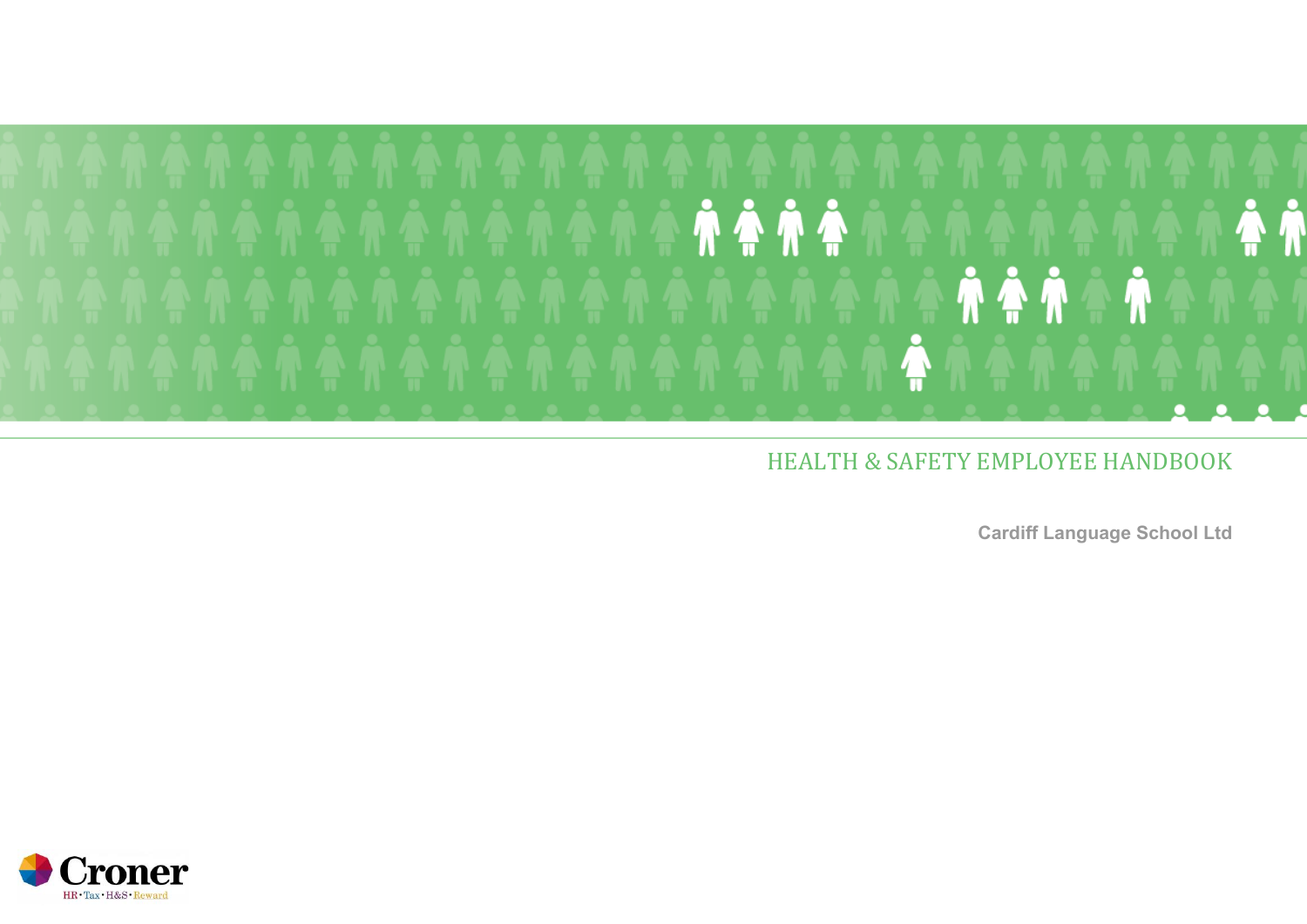# HEALTH & SAFETY EMPLOYEE HANDBOOK

**Cardiff Language School Ltd**

Croner

HR • Tax • H&S • Reward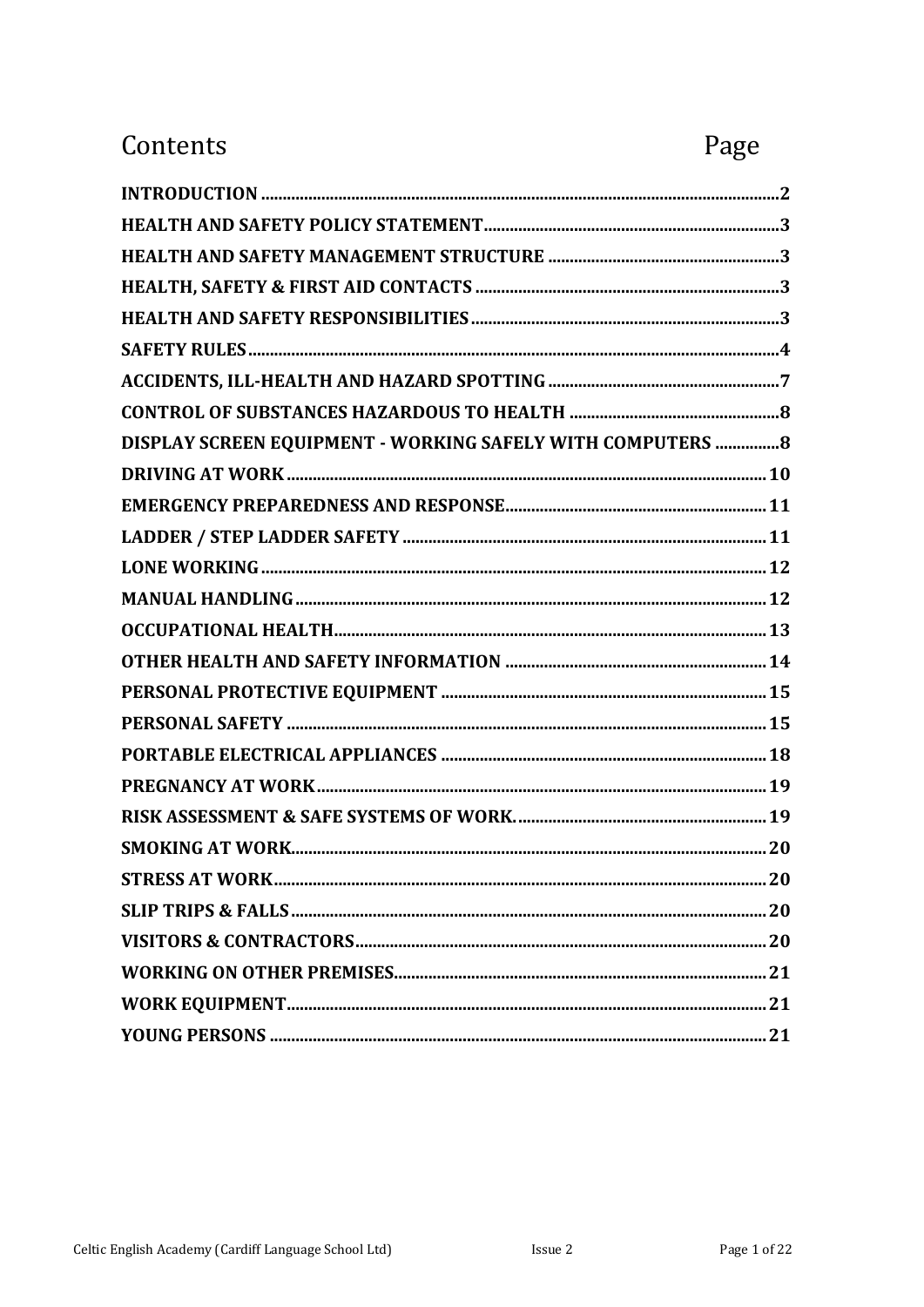# Contents

| Contents | Page |
| --- | --- |
| INTRODUCTION | 2 |
| HEALTH AND SAFETY POLICY STATEMENT | 3 |
| HEALTH AND SAFETY MANAGEMENT STRUCTURE | 3 |
| HEALTH, SAFETY & FIRST AID CONTACTS | 3 |
| HEALTH AND SAFETY RESPONSIBILITIES | 3 |
| SAFETY RULES | 4 |
| ACCIDENTS, ILL-HEALTH AND HAZARD SPOTTING | 7 |
| CONTROL OF SUBSTANCES HAZARDOUS TO HEALTH | 8 |
| DISPLAY SCREEN EQUIPMENT - WORKING SAFELY WITH COMPUTERS | 8 |
| DRIVING AT WORK | 10 |
| EMERGENCY PREPAREDNESS AND RESPONSE | 11 |
| LADDER / STEP LADDER SAFETY | 11 |
| LONE WORKING | 12 |
| MANUAL HANDLING | 12 |
| OCCUPATIONAL HEALTH | 13 |
| OTHER HEALTH AND SAFETY INFORMATION | 14 |
| PERSONAL PROTECTIVE EQUIPMENT | 15 |
| PERSONAL SAFETY | 15 |
| PORTABLE ELECTRICAL APPLIANCES | 18 |
| PREGNANCY AT WORK | 19 |
| RISK ASSESSMENT & SAFE SYSTEMS OF WORK. | 19 |
| SMOKING AT WORK | 20 |
| STRESS AT WORK | 20 |
| SLIP TRIPS & FALLS | 20 |
| VISITORS & CONTRACTORS | 20 |
| WORKING ON OTHER PREMISES | 21 |
| WORK EQUIPMENT | 21 |
| YOUNG PERSONS | 21 |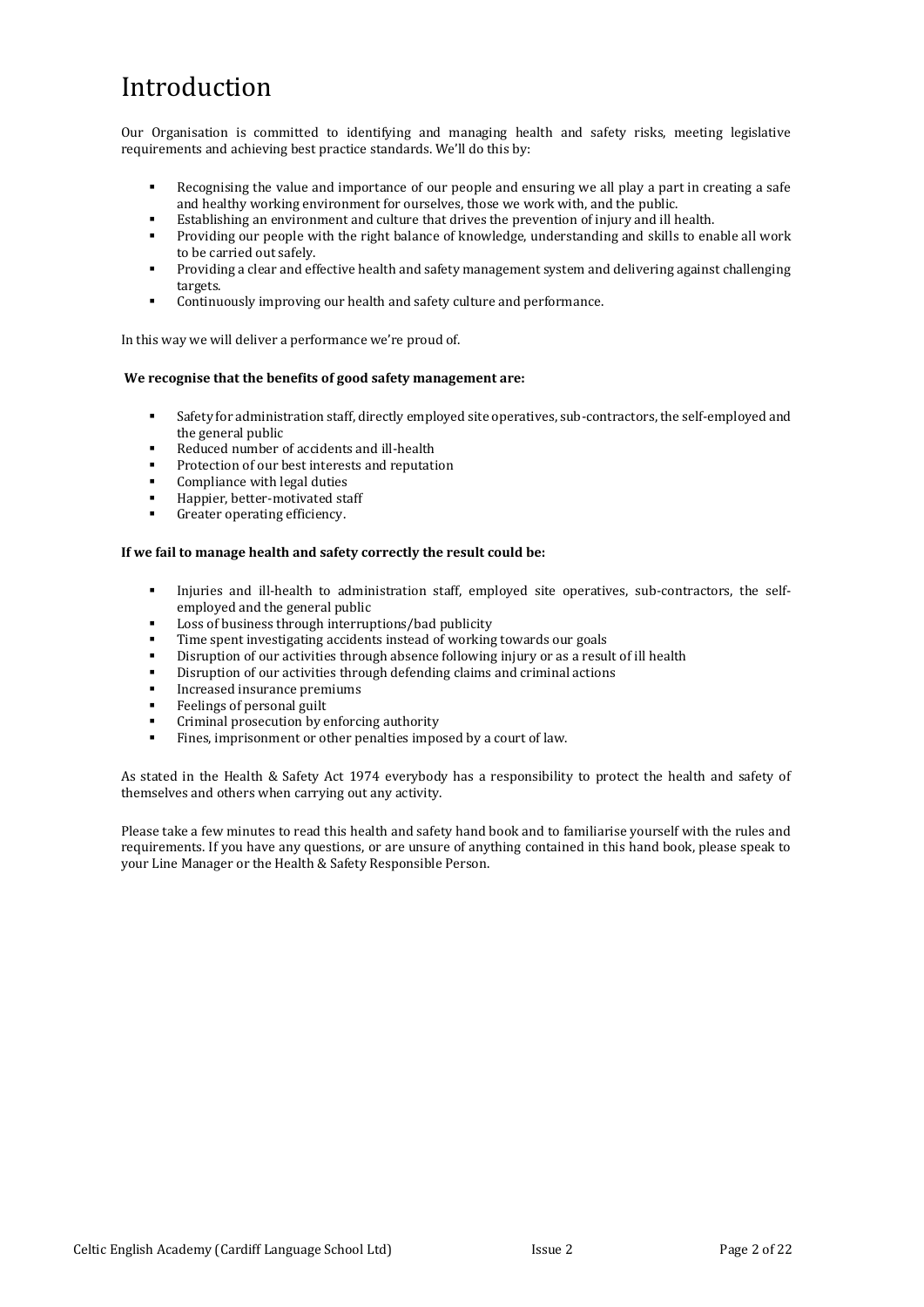# Introduction

Our Organisation is committed to identifying and managing health and safety risks, meeting legislative requirements and achieving best practice standards. We'll do this by:

- Recognising the value and importance of our people and ensuring we all play a part in creating a safe and healthy working environment for ourselves, those we work with, and the public.
- Establishing an environment and culture that drives the prevention of injury and ill health.
- Providing our people with the right balance of knowledge, understanding and skills to enable all work to be carried out safely.
- Providing a clear and effective health and safety management system and delivering against challenging targets.
- Continuously improving our health and safety culture and performance.

In this way we will deliver a performance we're proud of.

**We recognise that the benefits of good safety management are:**

- Safety for administration staff, directly employed site operatives, sub-contractors, the self-employed and the general public
- Reduced number of accidents and ill-health
- Protection of our best interests and reputation
- Compliance with legal duties
- Happier, better-motivated staff
- Greater operating efficiency.

**If we fail to manage health and safety correctly the result could be:**

- Injuries and ill-health to administration staff, employed site operatives, sub-contractors, the self-employed and the general public
- Loss of business through interruptions/bad publicity
- Time spent investigating accidents instead of working towards our goals
- Disruption of our activities through absence following injury or as a result of ill health
- Disruption of our activities through defending claims and criminal actions
- Increased insurance premiums
- Feelings of personal guilt
- Criminal prosecution by enforcing authority
- Fines, imprisonment or other penalties imposed by a court of law.

As stated in the Health & Safety Act 1974 everybody has a responsibility to protect the health and safety of themselves and others when carrying out any activity.

Please take a few minutes to read this health and safety hand book and to familiarise yourself with the rules and requirements. If you have any questions, or are unsure of anything contained in this hand book, please speak to your Line Manager or the Health & Safety Responsible Person.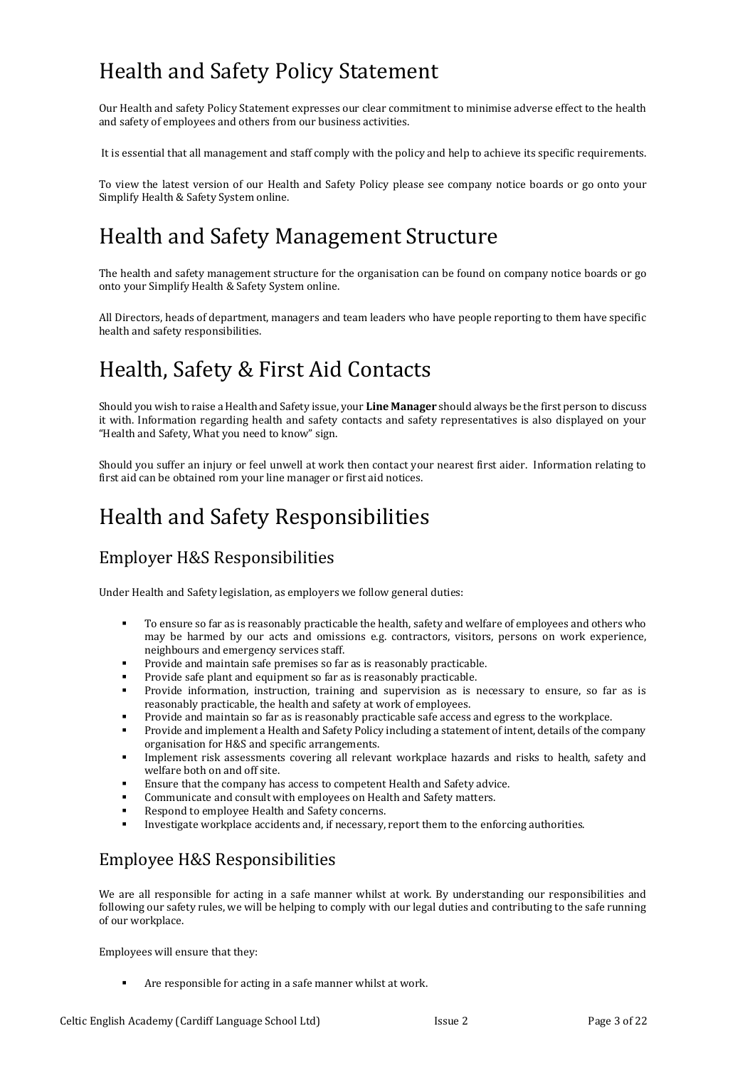# Health and Safety Policy Statement

Our Health and safety Policy Statement expresses our clear commitment to minimise adverse effect to the health and safety of employees and others from our business activities.

It is essential that all management and staff comply with the policy and help to achieve its specific requirements.

To view the latest version of our Health and Safety Policy please see company notice boards or go onto your Simplify Health & Safety System online.

# Health and Safety Management Structure

The health and safety management structure for the organisation can be found on company notice boards or go onto your Simplify Health & Safety System online.

All Directors, heads of department, managers and team leaders who have people reporting to them have specific health and safety responsibilities.

# Health, Safety & First Aid Contacts

Should you wish to raise a Health and Safety issue, your **Line Manager** should always be the first person to discuss it with. Information regarding health and safety contacts and safety representatives is also displayed on your "Health and Safety, What you need to know" sign.

Should you suffer an injury or feel unwell at work then contact your nearest first aider. Information relating to first aid can be obtained rom your line manager or first aid notices.

# Health and Safety Responsibilities

## Employer H&S Responsibilities

Under Health and Safety legislation, as employers we follow general duties:

- To ensure so far as is reasonably practicable the health, safety and welfare of employees and others who may be harmed by our acts and omissions e.g. contractors, visitors, persons on work experience, neighbours and emergency services staff.
- Provide and maintain safe premises so far as is reasonably practicable.
- Provide safe plant and equipment so far as is reasonably practicable.
- Provide information, instruction, training and supervision as is necessary to ensure, so far as is reasonably practicable, the health and safety at work of employees.
- Provide and maintain so far as is reasonably practicable safe access and egress to the workplace.
- Provide and implement a Health and Safety Policy including a statement of intent, details of the company organisation for H&S and specific arrangements.
- Implement risk assessments covering all relevant workplace hazards and risks to health, safety and welfare both on and off site.
- Ensure that the company has access to competent Health and Safety advice.
- Communicate and consult with employees on Health and Safety matters.
- Respond to employee Health and Safety concerns.
- Investigate workplace accidents and, if necessary, report them to the enforcing authorities.

## Employee H&S Responsibilities

We are all responsible for acting in a safe manner whilst at work. By understanding our responsibilities and following our safety rules, we will be helping to comply with our legal duties and contributing to the safe running of our workplace.

Employees will ensure that they:

- Are responsible for acting in a safe manner whilst at work.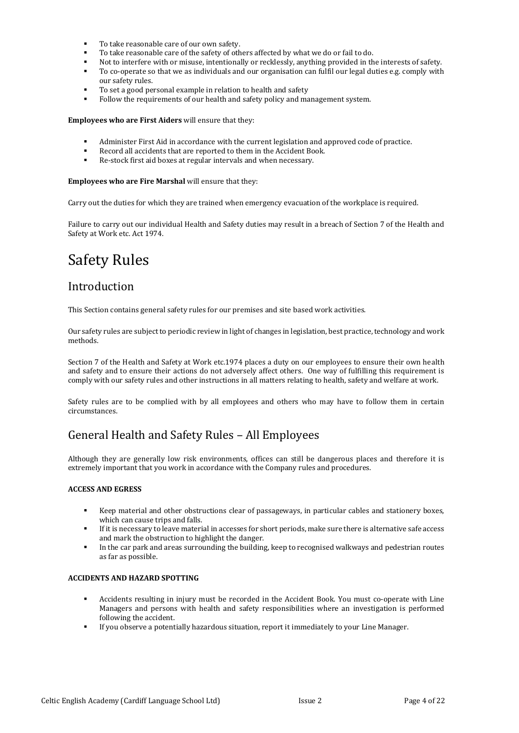- To take reasonable care of our own safety.
- To take reasonable care of the safety of others affected by what we do or fail to do.
- Not to interfere with or misuse, intentionally or recklessly, anything provided in the interests of safety.
- To co-operate so that we as individuals and our organisation can fulfil our legal duties e.g. comply with our safety rules.
- To set a good personal example in relation to health and safety
- Follow the requirements of our health and safety policy and management system.

**Employees who are First Aiders** will ensure that they:

- Administer First Aid in accordance with the current legislation and approved code of practice.
- Record all accidents that are reported to them in the Accident Book.
- Re-stock first aid boxes at regular intervals and when necessary.

**Employees who are Fire Marshal** will ensure that they:

Carry out the duties for which they are trained when emergency evacuation of the workplace is required.

Failure to carry out our individual Health and Safety duties may result in a breach of Section 7 of the Health and Safety at Work etc. Act 1974.

# Safety Rules

## Introduction

This Section contains general safety rules for our premises and site based work activities.

Our safety rules are subject to periodic review in light of changes in legislation, best practice, technology and work methods.

Section 7 of the Health and Safety at Work etc.1974 places a duty on our employees to ensure their own health and safety and to ensure their actions do not adversely affect others. One way of fulfilling this requirement is comply with our safety rules and other instructions in all matters relating to health, safety and welfare at work.

Safety rules are to be complied with by all employees and others who may have to follow them in certain circumstances.

## General Health and Safety Rules – All Employees

Although they are generally low risk environments, offices can still be dangerous places and therefore it is extremely important that you work in accordance with the Company rules and procedures.

**ACCESS AND EGRESS**

- Keep material and other obstructions clear of passageways, in particular cables and stationery boxes, which can cause trips and falls.
- If it is necessary to leave material in accesses for short periods, make sure there is alternative safe access and mark the obstruction to highlight the danger.
- In the car park and areas surrounding the building, keep to recognised walkways and pedestrian routes as far as possible.

**ACCIDENTS AND HAZARD SPOTTING**

- Accidents resulting in injury must be recorded in the Accident Book. You must co-operate with Line Managers and persons with health and safety responsibilities where an investigation is performed following the accident.
- If you observe a potentially hazardous situation, report it immediately to your Line Manager.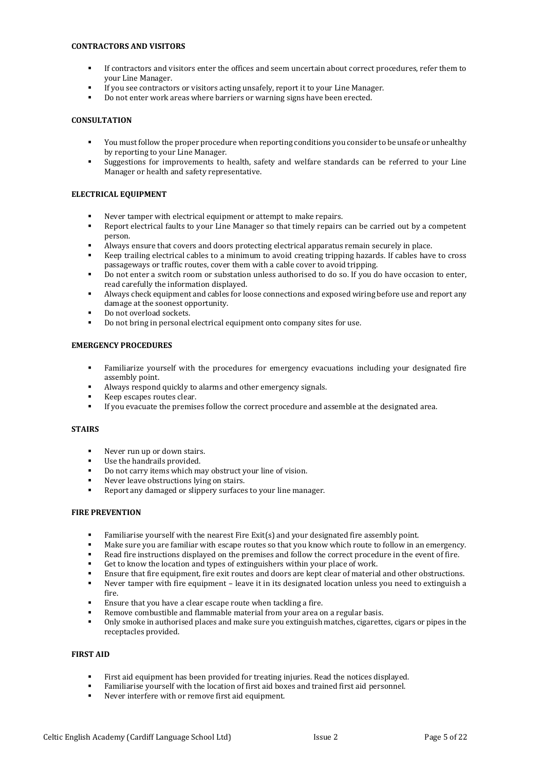#### CONTRACTORS AND VISITORS

- If contractors and visitors enter the offices and seem uncertain about correct procedures, refer them to your Line Manager.
- If you see contractors or visitors acting unsafely, report it to your Line Manager.
- Do not enter work areas where barriers or warning signs have been erected.

#### CONSULTATION

- You must follow the proper procedure when reporting conditions you consider to be unsafe or unhealthy by reporting to your Line Manager.
- Suggestions for improvements to health, safety and welfare standards can be referred to your Line Manager or health and safety representative.

#### ELECTRICAL EQUIPMENT

- Never tamper with electrical equipment or attempt to make repairs.
- Report electrical faults to your Line Manager so that timely repairs can be carried out by a competent person.
- Always ensure that covers and doors protecting electrical apparatus remain securely in place.
- Keep trailing electrical cables to a minimum to avoid creating tripping hazards. If cables have to cross passageways or traffic routes, cover them with a cable cover to avoid tripping.
- Do not enter a switch room or substation unless authorised to do so. If you do have occasion to enter, read carefully the information displayed.
- Always check equipment and cables for loose connections and exposed wiring before use and report any damage at the soonest opportunity.
- Do not overload sockets.
- Do not bring in personal electrical equipment onto company sites for use.

#### EMERGENCY PROCEDURES

- Familiarize yourself with the procedures for emergency evacuations including your designated fire assembly point.
- Always respond quickly to alarms and other emergency signals.
- Keep escapes routes clear.
- If you evacuate the premises follow the correct procedure and assemble at the designated area.

#### STAIRS

- Never run up or down stairs.
- Use the handrails provided.
- Do not carry items which may obstruct your line of vision.
- Never leave obstructions lying on stairs.
- Report any damaged or slippery surfaces to your line manager.

#### FIRE PREVENTION

- Familiarise yourself with the nearest Fire Exit(s) and your designated fire assembly point.
- Make sure you are familiar with escape routes so that you know which route to follow in an emergency.
- Read fire instructions displayed on the premises and follow the correct procedure in the event of fire.
- Get to know the location and types of extinguishers within your place of work.
- Ensure that fire equipment, fire exit routes and doors are kept clear of material and other obstructions.
- Never tamper with fire equipment – leave it in its designated location unless you need to extinguish a fire.
- Ensure that you have a clear escape route when tackling a fire.
- Remove combustible and flammable material from your area on a regular basis.
- Only smoke in authorised places and make sure you extinguish matches, cigarettes, cigars or pipes in the receptacles provided.

#### FIRST AID

- First aid equipment has been provided for treating injuries. Read the notices displayed.
- Familiarise yourself with the location of first aid boxes and trained first aid personnel.
- Never interfere with or remove first aid equipment.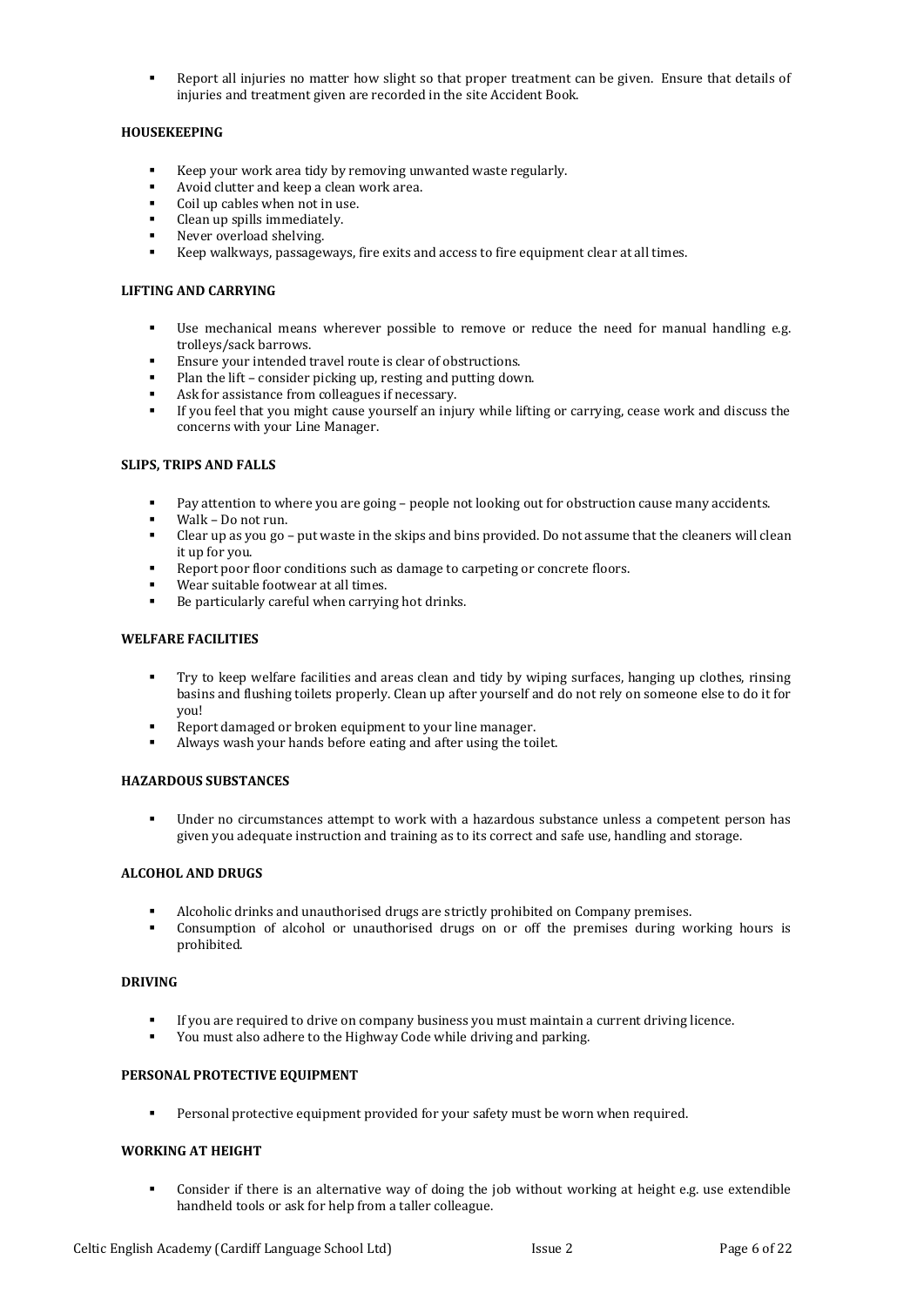- Report all injuries no matter how slight so that proper treatment can be given. Ensure that details of injuries and treatment given are recorded in the site Accident Book.

**HOUSEKEEPING**

- Keep your work area tidy by removing unwanted waste regularly.
- Avoid clutter and keep a clean work area.
- Coil up cables when not in use.
- Clean up spills immediately.
- Never overload shelving.
- Keep walkways, passageways, fire exits and access to fire equipment clear at all times.

**LIFTING AND CARRYING**

- Use mechanical means wherever possible to remove or reduce the need for manual handling e.g. trolleys/sack barrows.
- Ensure your intended travel route is clear of obstructions.
- Plan the lift – consider picking up, resting and putting down.
- Ask for assistance from colleagues if necessary.
- If you feel that you might cause yourself an injury while lifting or carrying, cease work and discuss the concerns with your Line Manager.

**SLIPS, TRIPS AND FALLS**

- Pay attention to where you are going – people not looking out for obstruction cause many accidents.
- Walk – Do not run.
- Clear up as you go – put waste in the skips and bins provided. Do not assume that the cleaners will clean it up for you.
- Report poor floor conditions such as damage to carpeting or concrete floors.
- Wear suitable footwear at all times.
- Be particularly careful when carrying hot drinks.

**WELFARE FACILITIES**

- Try to keep welfare facilities and areas clean and tidy by wiping surfaces, hanging up clothes, rinsing basins and flushing toilets properly. Clean up after yourself and do not rely on someone else to do it for you!
- Report damaged or broken equipment to your line manager.
- Always wash your hands before eating and after using the toilet.

**HAZARDOUS SUBSTANCES**

- Under no circumstances attempt to work with a hazardous substance unless a competent person has given you adequate instruction and training as to its correct and safe use, handling and storage.

**ALCOHOL AND DRUGS**

- Alcoholic drinks and unauthorised drugs are strictly prohibited on Company premises.
- Consumption of alcohol or unauthorised drugs on or off the premises during working hours is prohibited.

**DRIVING**

- If you are required to drive on company business you must maintain a current driving licence.
- You must also adhere to the Highway Code while driving and parking.

**PERSONAL PROTECTIVE EQUIPMENT**

- Personal protective equipment provided for your safety must be worn when required.

**WORKING AT HEIGHT**

- Consider if there is an alternative way of doing the job without working at height e.g. use extendible handheld tools or ask for help from a taller colleague.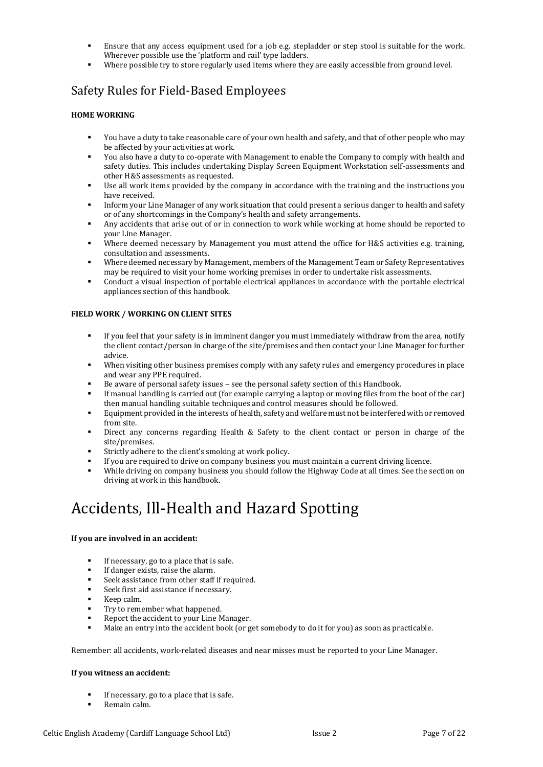- Ensure that any access equipment used for a job e.g. stepladder or step stool is suitable for the work. Wherever possible use the 'platform and rail' type ladders.
- Where possible try to store regularly used items where they are easily accessible from ground level.

## Safety Rules for Field-Based Employees

**HOME WORKING**

- You have a duty to take reasonable care of your own health and safety, and that of other people who may be affected by your activities at work.
- You also have a duty to co-operate with Management to enable the Company to comply with health and safety duties. This includes undertaking Display Screen Equipment Workstation self-assessments and other H&S assessments as requested.
- Use all work items provided by the company in accordance with the training and the instructions you have received.
- Inform your Line Manager of any work situation that could present a serious danger to health and safety or of any shortcomings in the Company's health and safety arrangements.
- Any accidents that arise out of or in connection to work while working at home should be reported to your Line Manager.
- Where deemed necessary by Management you must attend the office for H&S activities e.g. training, consultation and assessments.
- Where deemed necessary by Management, members of the Management Team or Safety Representatives may be required to visit your home working premises in order to undertake risk assessments.
- Conduct a visual inspection of portable electrical appliances in accordance with the portable electrical appliances section of this handbook.

**FIELD WORK / WORKING ON CLIENT SITES**

- If you feel that your safety is in imminent danger you must immediately withdraw from the area, notify the client contact/person in charge of the site/premises and then contact your Line Manager for further advice.
- When visiting other business premises comply with any safety rules and emergency procedures in place and wear any PPE required.
- Be aware of personal safety issues – see the personal safety section of this Handbook.
- If manual handling is carried out (for example carrying a laptop or moving files from the boot of the car) then manual handling suitable techniques and control measures should be followed.
- Equipment provided in the interests of health, safety and welfare must not be interfered with or removed from site.
- Direct any concerns regarding Health & Safety to the client contact or person in charge of the site/premises.
- Strictly adhere to the client's smoking at work policy.
- If you are required to drive on company business you must maintain a current driving licence.
- While driving on company business you should follow the Highway Code at all times. See the section on driving at work in this handbook.

# Accidents, Ill-Health and Hazard Spotting

**If you are involved in an accident:**

- If necessary, go to a place that is safe.
- If danger exists, raise the alarm.
- Seek assistance from other staff if required.
- Seek first aid assistance if necessary.
- Keep calm.
- Try to remember what happened.
- Report the accident to your Line Manager.
- Make an entry into the accident book (or get somebody to do it for you) as soon as practicable.

Remember: all accidents, work-related diseases and near misses must be reported to your Line Manager.

**If you witness an accident:**

- If necessary, go to a place that is safe.
- Remain calm.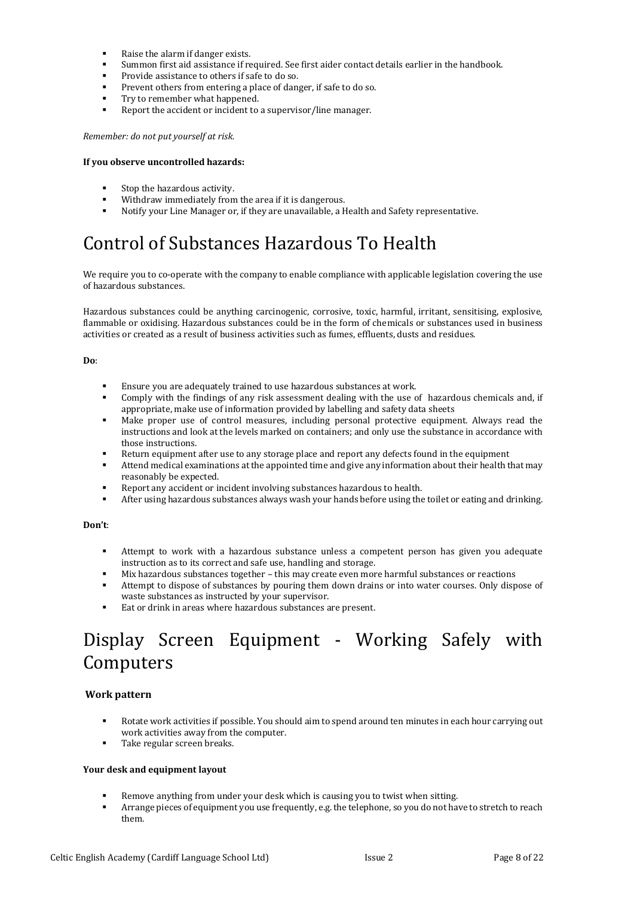- Raise the alarm if danger exists.
- Summon first aid assistance if required. See first aider contact details earlier in the handbook.
- Provide assistance to others if safe to do so.
- Prevent others from entering a place of danger, if safe to do so.
- Try to remember what happened.
- Report the accident or incident to a supervisor/line manager.

*Remember: do not put yourself at risk.*

**If you observe uncontrolled hazards:**

- Stop the hazardous activity.
- Withdraw immediately from the area if it is dangerous.
- Notify your Line Manager or, if they are unavailable, a Health and Safety representative.

# Control of Substances Hazardous To Health

We require you to co-operate with the company to enable compliance with applicable legislation covering the use of hazardous substances.

Hazardous substances could be anything carcinogenic, corrosive, toxic, harmful, irritant, sensitising, explosive, flammable or oxidising. Hazardous substances could be in the form of chemicals or substances used in business activities or created as a result of business activities such as fumes, effluents, dusts and residues.

**Do**:

- Ensure you are adequately trained to use hazardous substances at work.
- Comply with the findings of any risk assessment dealing with the use of hazardous chemicals and, if appropriate, make use of information provided by labelling and safety data sheets
- Make proper use of control measures, including personal protective equipment. Always read the instructions and look at the levels marked on containers; and only use the substance in accordance with those instructions.
- Return equipment after use to any storage place and report any defects found in the equipment
- Attend medical examinations at the appointed time and give any information about their health that may reasonably be expected.
- Report any accident or incident involving substances hazardous to health.
- After using hazardous substances always wash your hands before using the toilet or eating and drinking.

**Don't**:

- Attempt to work with a hazardous substance unless a competent person has given you adequate instruction as to its correct and safe use, handling and storage.
- Mix hazardous substances together – this may create even more harmful substances or reactions
- Attempt to dispose of substances by pouring them down drains or into water courses. Only dispose of waste substances as instructed by your supervisor.
- Eat or drink in areas where hazardous substances are present.

# Display Screen Equipment - Working Safely with Computers

**Work pattern**

- Rotate work activities if possible. You should aim to spend around ten minutes in each hour carrying out work activities away from the computer.
- Take regular screen breaks.

**Your desk and equipment layout**

- Remove anything from under your desk which is causing you to twist when sitting.
- Arrange pieces of equipment you use frequently, e.g. the telephone, so you do not have to stretch to reach them.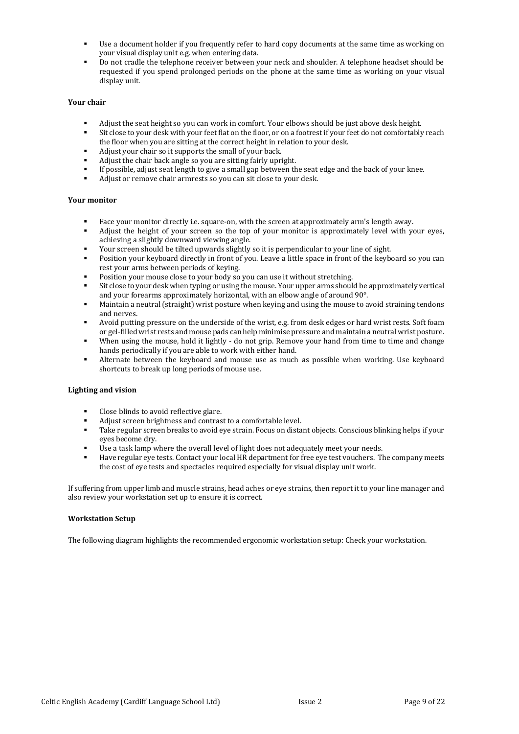- Use a document holder if you frequently refer to hard copy documents at the same time as working on your visual display unit e.g. when entering data.
- Do not cradle the telephone receiver between your neck and shoulder. A telephone headset should be requested if you spend prolonged periods on the phone at the same time as working on your visual display unit.

**Your chair**

- Adjust the seat height so you can work in comfort. Your elbows should be just above desk height.
- Sit close to your desk with your feet flat on the floor, or on a footrest if your feet do not comfortably reach the floor when you are sitting at the correct height in relation to your desk.
- Adjust your chair so it supports the small of your back.
- Adjust the chair back angle so you are sitting fairly upright.
- If possible, adjust seat length to give a small gap between the seat edge and the back of your knee.
- Adjust or remove chair armrests so you can sit close to your desk.

**Your monitor**

- Face your monitor directly i.e. square-on, with the screen at approximately arm's length away.
- Adjust the height of your screen so the top of your monitor is approximately level with your eyes, achieving a slightly downward viewing angle.
- Your screen should be tilted upwards slightly so it is perpendicular to your line of sight.
- Position your keyboard directly in front of you. Leave a little space in front of the keyboard so you can rest your arms between periods of keying.
- Position your mouse close to your body so you can use it without stretching.
- Sit close to your desk when typing or using the mouse. Your upper arms should be approximately vertical and your forearms approximately horizontal, with an elbow angle of around 90°.
- Maintain a neutral (straight) wrist posture when keying and using the mouse to avoid straining tendons and nerves.
- Avoid putting pressure on the underside of the wrist, e.g. from desk edges or hard wrist rests. Soft foam or gel-filled wrist rests and mouse pads can help minimise pressure and maintain a neutral wrist posture.
- When using the mouse, hold it lightly - do not grip. Remove your hand from time to time and change hands periodically if you are able to work with either hand.
- Alternate between the keyboard and mouse use as much as possible when working. Use keyboard shortcuts to break up long periods of mouse use.

**Lighting and vision**

- Close blinds to avoid reflective glare.
- Adjust screen brightness and contrast to a comfortable level.
- Take regular screen breaks to avoid eye strain. Focus on distant objects. Conscious blinking helps if your eyes become dry.
- Use a task lamp where the overall level of light does not adequately meet your needs.
- Have regular eye tests. Contact your local HR department for free eye test vouchers. The company meets the cost of eye tests and spectacles required especially for visual display unit work.

If suffering from upper limb and muscle strains, head aches or eye strains, then report it to your line manager and also review your workstation set up to ensure it is correct.

**Workstation Setup**

The following diagram highlights the recommended ergonomic workstation setup: Check your workstation.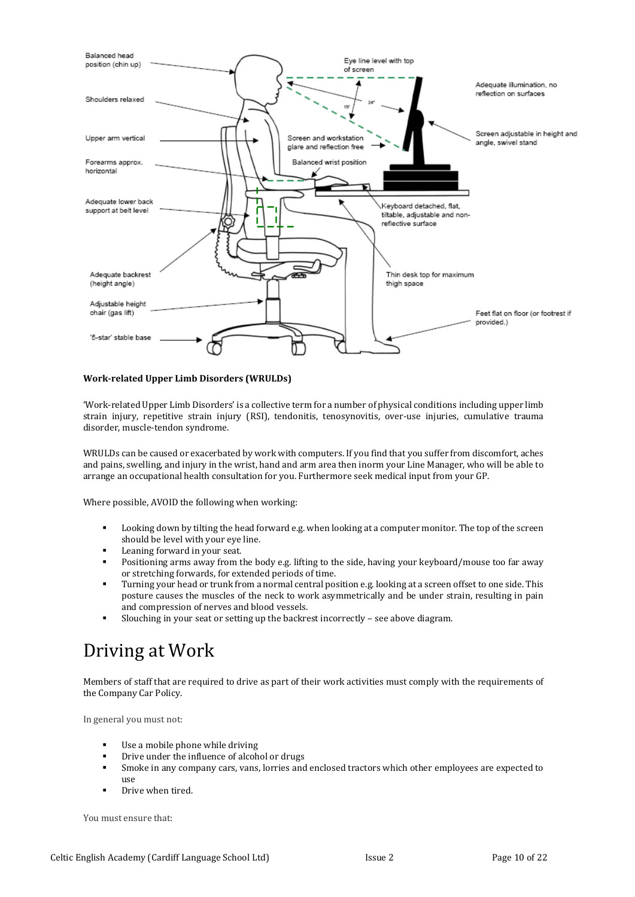Balanced head position (chin up)

Shoulders relaxed

Upper arm vertical

Forearms approx. horizontal

Adequate lower back support at belt level

Adequate backrest (height angle)

Adjustable height chair (gas lift)

'5-star' stable base

Eye line level with top of screen

Adequate illumination, no reflection on surfaces

Screen adjustable in height and angle, swivel stand

Screen and workstation glare and reflection free

Balanced wrist position

Keyboard detached, flat, tiltable, adjustable and non-reflective surface

Thin desk top for maximum thigh space

Feet flat on floor (or footrest if provided.)

**Work-related Upper Limb Disorders (WRULDs)**

'Work-related Upper Limb Disorders' is a collective term for a number of physical conditions including upper limb strain injury, repetitive strain injury (RSI), tendonitis, tenosynovitis, over-use injuries, cumulative trauma disorder, muscle-tendon syndrome.

WRULDs can be caused or exacerbated by work with computers. If you find that you suffer from discomfort, aches and pains, swelling, and injury in the wrist, hand and arm area then inorm your Line Manager, who will be able to arrange an occupational health consultation for you. Furthermore seek medical input from your GP.

Where possible, AVOID the following when working:

- Looking down by tilting the head forward e.g. when looking at a computer monitor. The top of the screen should be level with your eye line.
- Leaning forward in your seat.
- Positioning arms away from the body e.g. lifting to the side, having your keyboard/mouse too far away or stretching forwards, for extended periods of time.
- Turning your head or trunk from a normal central position e.g. looking at a screen offset to one side. This posture causes the muscles of the neck to work asymmetrically and be under strain, resulting in pain and compression of nerves and blood vessels.
- Slouching in your seat or setting up the backrest incorrectly – see above diagram.

# Driving at Work

Members of staff that are required to drive as part of their work activities must comply with the requirements of the Company Car Policy.

In general you must not:

- Use a mobile phone while driving
- Drive under the influence of alcohol or drugs
- Smoke in any company cars, vans, lorries and enclosed tractors which other employees are expected to use
- Drive when tired.

You must ensure that: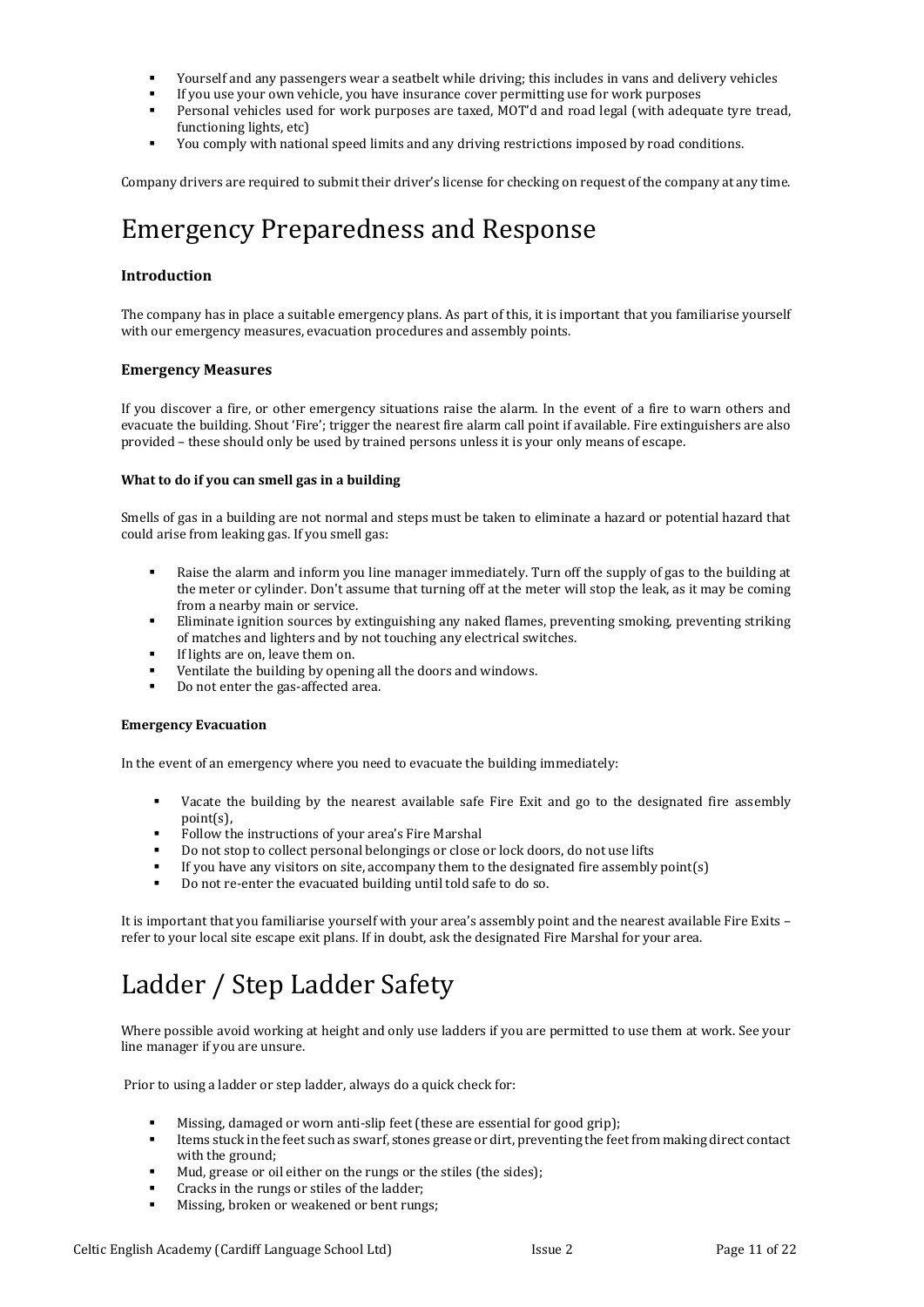- Yourself and any passengers wear a seatbelt while driving; this includes in vans and delivery vehicles
- If you use your own vehicle, you have insurance cover permitting use for work purposes
- Personal vehicles used for work purposes are taxed, MOT'd and road legal (with adequate tyre tread, functioning lights, etc)
- You comply with national speed limits and any driving restrictions imposed by road conditions.

Company drivers are required to submit their driver's license for checking on request of the company at any time.

# Emergency Preparedness and Response

### Introduction

The company has in place a suitable emergency plans. As part of this, it is important that you familiarise yourself with our emergency measures, evacuation procedures and assembly points.

### Emergency Measures

If you discover a fire, or other emergency situations raise the alarm. In the event of a fire to warn others and evacuate the building. Shout 'Fire'; trigger the nearest fire alarm call point if available. Fire extinguishers are also provided – these should only be used by trained persons unless it is your only means of escape.

#### What to do if you can smell gas in a building

Smells of gas in a building are not normal and steps must be taken to eliminate a hazard or potential hazard that could arise from leaking gas. If you smell gas:

- Raise the alarm and inform you line manager immediately. Turn off the supply of gas to the building at the meter or cylinder. Don't assume that turning off at the meter will stop the leak, as it may be coming from a nearby main or service.
- Eliminate ignition sources by extinguishing any naked flames, preventing smoking, preventing striking of matches and lighters and by not touching any electrical switches.
- If lights are on, leave them on.
- Ventilate the building by opening all the doors and windows.
- Do not enter the gas-affected area.

#### Emergency Evacuation

In the event of an emergency where you need to evacuate the building immediately:

- Vacate the building by the nearest available safe Fire Exit and go to the designated fire assembly point(s),
- Follow the instructions of your area's Fire Marshal
- Do not stop to collect personal belongings or close or lock doors, do not use lifts
- If you have any visitors on site, accompany them to the designated fire assembly point(s)
- Do not re-enter the evacuated building until told safe to do so.

It is important that you familiarise yourself with your area's assembly point and the nearest available Fire Exits – refer to your local site escape exit plans. If in doubt, ask the designated Fire Marshal for your area.

# Ladder / Step Ladder Safety

Where possible avoid working at height and only use ladders if you are permitted to use them at work. See your line manager if you are unsure.

Prior to using a ladder or step ladder, always do a quick check for:

- Missing, damaged or worn anti-slip feet (these are essential for good grip);
- Items stuck in the feet such as swarf, stones grease or dirt, preventing the feet from making direct contact with the ground;
- Mud, grease or oil either on the rungs or the stiles (the sides);
- Cracks in the rungs or stiles of the ladder;
- Missing, broken or weakened or bent rungs;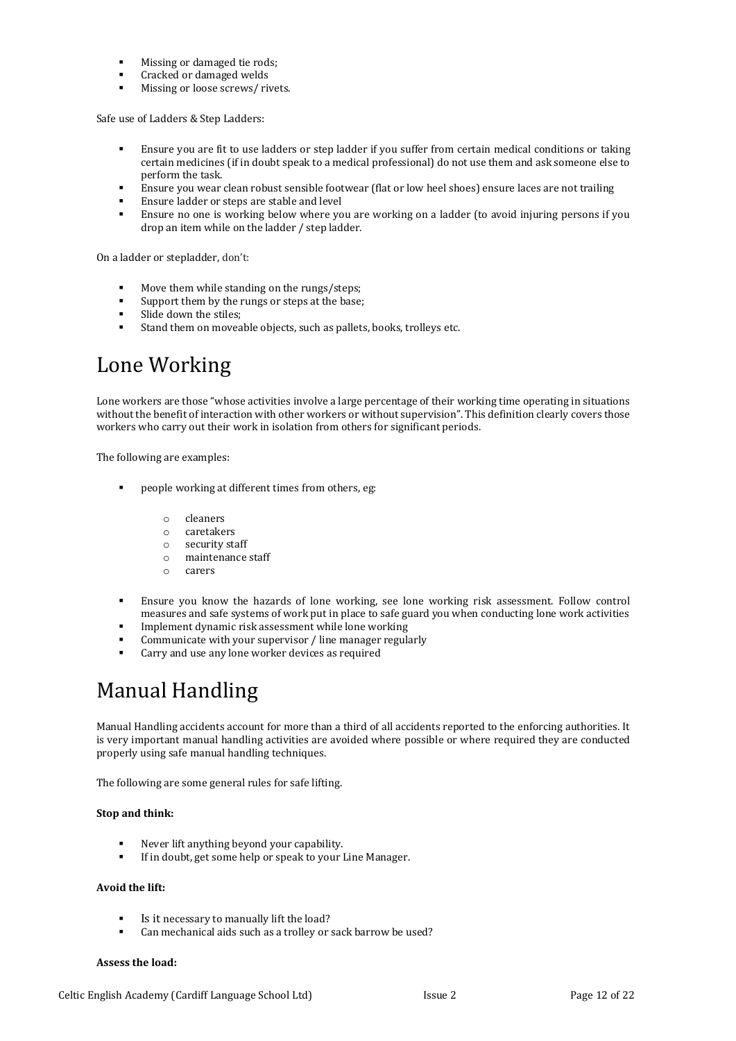- Missing or damaged tie rods;
- Cracked or damaged welds
- Missing or loose screws/ rivets.

Safe use of Ladders & Step Ladders:

- Ensure you are fit to use ladders or step ladder if you suffer from certain medical conditions or taking certain medicines (if in doubt speak to a medical professional) do not use them and ask someone else to perform the task.
- Ensure you wear clean robust sensible footwear (flat or low heel shoes) ensure laces are not trailing
- Ensure ladder or steps are stable and level
- Ensure no one is working below where you are working on a ladder (to avoid injuring persons if you drop an item while on the ladder / step ladder.

On a ladder or stepladder, don't:

- Move them while standing on the rungs/steps;
- Support them by the rungs or steps at the base;
- Slide down the stiles;
- Stand them on moveable objects, such as pallets, books, trolleys etc.

# Lone Working

Lone workers are those "whose activities involve a large percentage of their working time operating in situations without the benefit of interaction with other workers or without supervision". This definition clearly covers those workers who carry out their work in isolation from others for significant periods.

The following are examples:

- people working at different times from others, eg:
  - cleaners
  - caretakers
  - security staff
  - maintenance staff
  - carers
- Ensure you know the hazards of lone working, see lone working risk assessment. Follow control measures and safe systems of work put in place to safe guard you when conducting lone work activities
- Implement dynamic risk assessment while lone working
- Communicate with your supervisor / line manager regularly
- Carry and use any lone worker devices as required

# Manual Handling

Manual Handling accidents account for more than a third of all accidents reported to the enforcing authorities. It is very important manual handling activities are avoided where possible or where required they are conducted properly using safe manual handling techniques.

The following are some general rules for safe lifting.

**Stop and think:**

- Never lift anything beyond your capability.
- If in doubt, get some help or speak to your Line Manager.

**Avoid the lift:**

- Is it necessary to manually lift the load?
- Can mechanical aids such as a trolley or sack barrow be used?

**Assess the load:**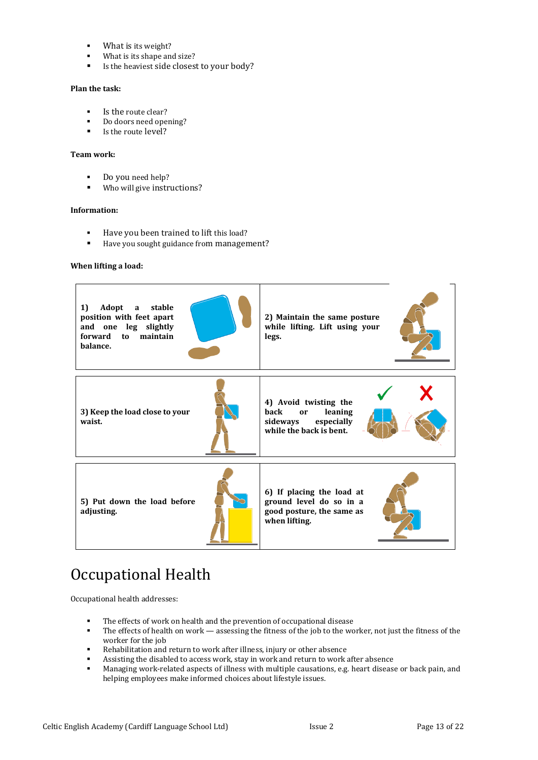- What is its weight?
- What is its shape and size?
- Is the heaviest side closest to your body?

**Plan the task:**

- Is the route clear?
- Do doors need opening?
- Is the route level?

**Team work:**

- Do you need help?
- Who will give instructions?

**Information:**

- Have you been trained to lift this load?
- Have you sought guidance from management?

**When lifting a load:**

| | |
|---|---|
| **1) Adopt a stable position with feet apart and one leg slightly forward to maintain balance.** | **2) Maintain the same posture while lifting. Lift using your legs.** |
| **3) Keep the load close to your waist.** | **4) Avoid twisting the back or leaning sideways especially while the back is bent.** |
| **5) Put down the load before adjusting.** | **6) If placing the load at ground level do so in a good posture, the same as when lifting.** |

# Occupational Health

Occupational health addresses:

- The effects of work on health and the prevention of occupational disease
- The effects of health on work — assessing the fitness of the job to the worker, not just the fitness of the worker for the job
- Rehabilitation and return to work after illness, injury or other absence
- Assisting the disabled to access work, stay in work and return to work after absence
- Managing work-related aspects of illness with multiple causations, e.g. heart disease or back pain, and helping employees make informed choices about lifestyle issues.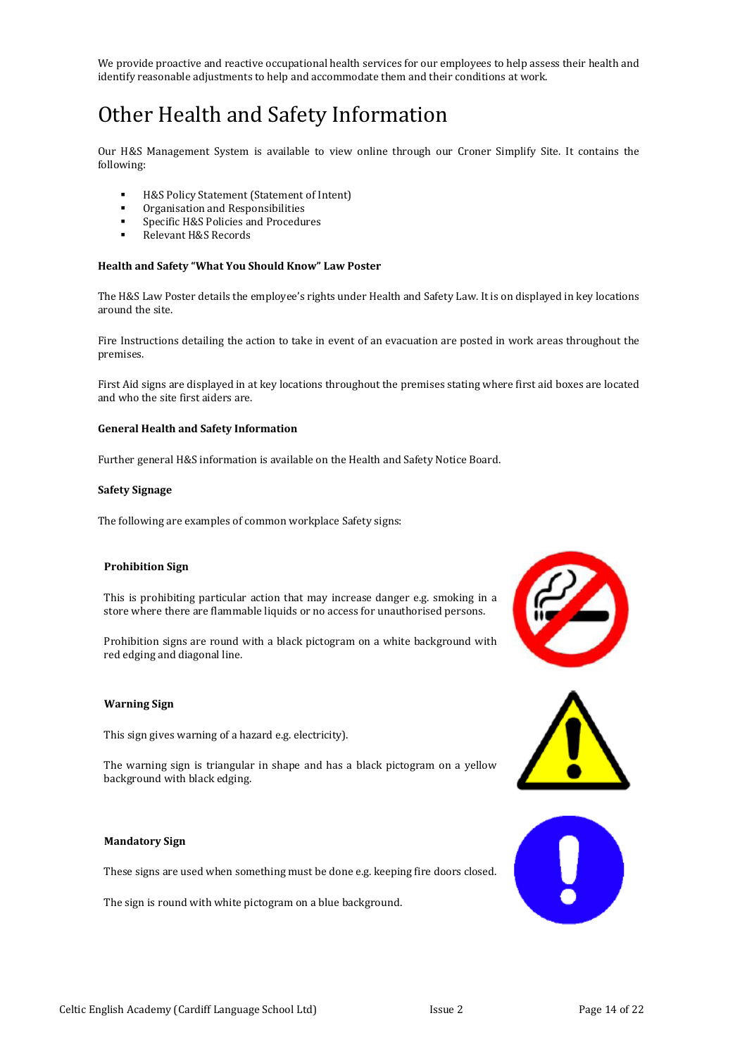We provide proactive and reactive occupational health services for our employees to help assess their health and identify reasonable adjustments to help and accommodate them and their conditions at work.

# Other Health and Safety Information

Our H&S Management System is available to view online through our Croner Simplify Site. It contains the following:

- H&S Policy Statement (Statement of Intent)
- Organisation and Responsibilities
- Specific H&S Policies and Procedures
- Relevant H&S Records

**Health and Safety "What You Should Know" Law Poster**

The H&S Law Poster details the employee's rights under Health and Safety Law. It is on displayed in key locations around the site.

Fire Instructions detailing the action to take in event of an evacuation are posted in work areas throughout the premises.

First Aid signs are displayed in at key locations throughout the premises stating where first aid boxes are located and who the site first aiders are.

**General Health and Safety Information**

Further general H&S information is available on the Health and Safety Notice Board.

**Safety Signage**

The following are examples of common workplace Safety signs:

**Prohibition Sign**

This is prohibiting particular action that may increase danger e.g. smoking in a store where there are flammable liquids or no access for unauthorised persons.

Prohibition signs are round with a black pictogram on a white background with red edging and diagonal line.

**Warning Sign**

This sign gives warning of a hazard e.g. electricity).

The warning sign is triangular in shape and has a black pictogram on a yellow background with black edging.

**Mandatory Sign**

These signs are used when something must be done e.g. keeping fire doors closed.

The sign is round with white pictogram on a blue background.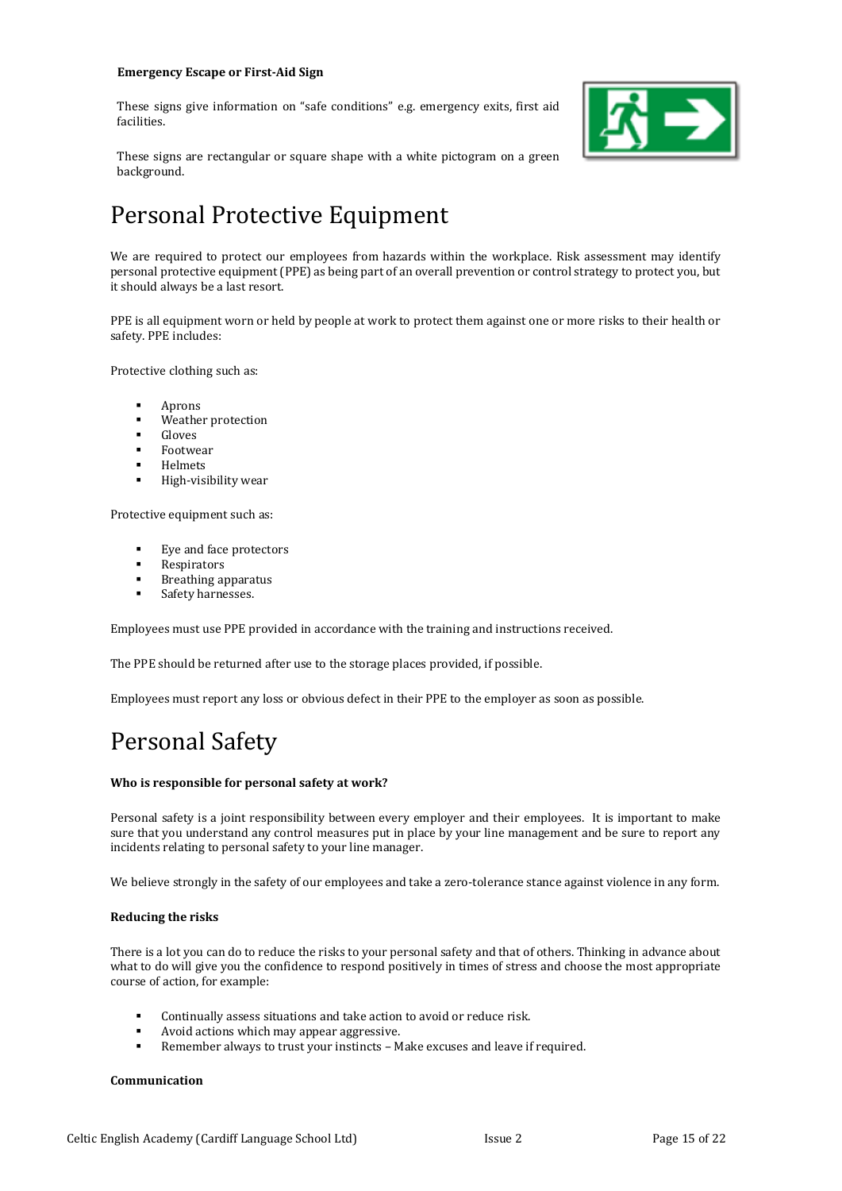**Emergency Escape or First-Aid Sign**

These signs give information on "safe conditions" e.g. emergency exits, first aid facilities.

These signs are rectangular or square shape with a white pictogram on a green background.

# Personal Protective Equipment

We are required to protect our employees from hazards within the workplace. Risk assessment may identify personal protective equipment (PPE) as being part of an overall prevention or control strategy to protect you, but it should always be a last resort.

PPE is all equipment worn or held by people at work to protect them against one or more risks to their health or safety. PPE includes:

Protective clothing such as:

- Aprons
- Weather protection
- Gloves
- Footwear
- Helmets
- High-visibility wear

Protective equipment such as:

- Eye and face protectors
- Respirators
- Breathing apparatus
- Safety harnesses.

Employees must use PPE provided in accordance with the training and instructions received.

The PPE should be returned after use to the storage places provided, if possible.

Employees must report any loss or obvious defect in their PPE to the employer as soon as possible.

# Personal Safety

**Who is responsible for personal safety at work?**

Personal safety is a joint responsibility between every employer and their employees. It is important to make sure that you understand any control measures put in place by your line management and be sure to report any incidents relating to personal safety to your line manager.

We believe strongly in the safety of our employees and take a zero-tolerance stance against violence in any form.

**Reducing the risks**

There is a lot you can do to reduce the risks to your personal safety and that of others. Thinking in advance about what to do will give you the confidence to respond positively in times of stress and choose the most appropriate course of action, for example:

- Continually assess situations and take action to avoid or reduce risk.
- Avoid actions which may appear aggressive.
- Remember always to trust your instincts – Make excuses and leave if required.

**Communication**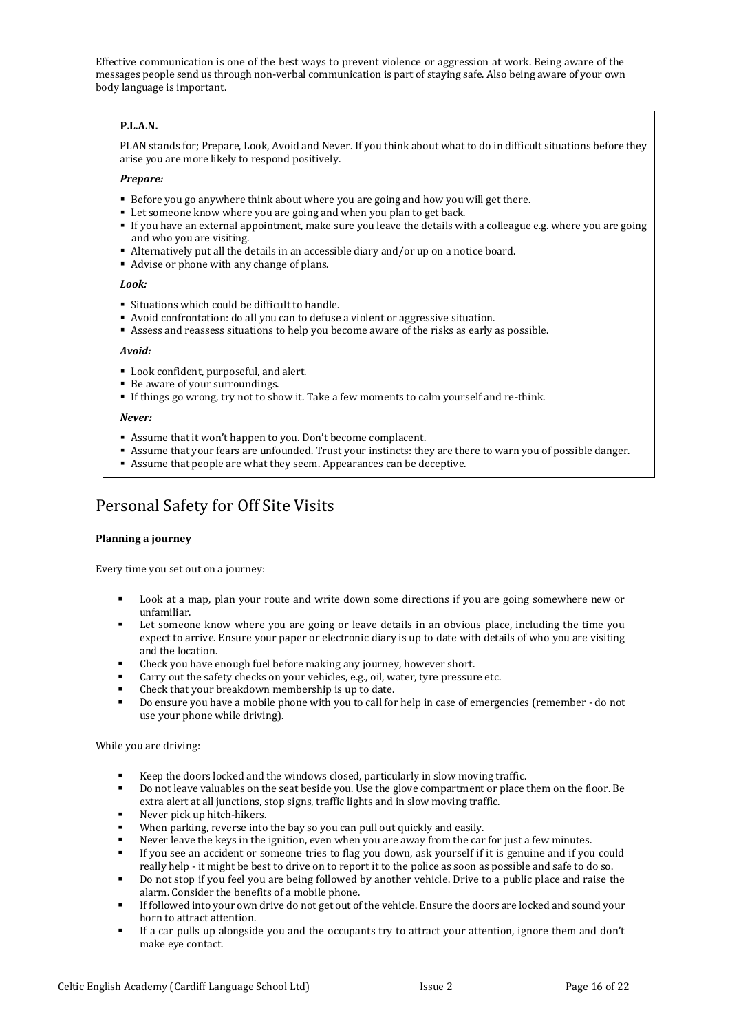Effective communication is one of the best ways to prevent violence or aggression at work. Being aware of the messages people send us through non-verbal communication is part of staying safe. Also being aware of your own body language is important.

**P.L.A.N.**

PLAN stands for; Prepare, Look, Avoid and Never. If you think about what to do in difficult situations before they arise you are more likely to respond positively.

***Prepare:***

- Before you go anywhere think about where you are going and how you will get there.
- Let someone know where you are going and when you plan to get back.
- If you have an external appointment, make sure you leave the details with a colleague e.g. where you are going and who you are visiting.
- Alternatively put all the details in an accessible diary and/or up on a notice board.
- Advise or phone with any change of plans.

***Look:***

- Situations which could be difficult to handle.
- Avoid confrontation: do all you can to defuse a violent or aggressive situation.
- Assess and reassess situations to help you become aware of the risks as early as possible.

***Avoid:***

- Look confident, purposeful, and alert.
- Be aware of your surroundings.
- If things go wrong, try not to show it. Take a few moments to calm yourself and re-think.

***Never:***

- Assume that it won't happen to you. Don't become complacent.
- Assume that your fears are unfounded. Trust your instincts: they are there to warn you of possible danger.
- Assume that people are what they seem. Appearances can be deceptive.

## Personal Safety for Off Site Visits

**Planning a journey**

Every time you set out on a journey:

- Look at a map, plan your route and write down some directions if you are going somewhere new or unfamiliar.
- Let someone know where you are going or leave details in an obvious place, including the time you expect to arrive. Ensure your paper or electronic diary is up to date with details of who you are visiting and the location.
- Check you have enough fuel before making any journey, however short.
- Carry out the safety checks on your vehicles, e.g., oil, water, tyre pressure etc.
- Check that your breakdown membership is up to date.
- Do ensure you have a mobile phone with you to call for help in case of emergencies (remember - do not use your phone while driving).

While you are driving:

- Keep the doors locked and the windows closed, particularly in slow moving traffic.
- Do not leave valuables on the seat beside you. Use the glove compartment or place them on the floor. Be extra alert at all junctions, stop signs, traffic lights and in slow moving traffic.
- Never pick up hitch-hikers.
- When parking, reverse into the bay so you can pull out quickly and easily.
- Never leave the keys in the ignition, even when you are away from the car for just a few minutes.
- If you see an accident or someone tries to flag you down, ask yourself if it is genuine and if you could really help - it might be best to drive on to report it to the police as soon as possible and safe to do so.
- Do not stop if you feel you are being followed by another vehicle. Drive to a public place and raise the alarm. Consider the benefits of a mobile phone.
- If followed into your own drive do not get out of the vehicle. Ensure the doors are locked and sound your horn to attract attention.
- If a car pulls up alongside you and the occupants try to attract your attention, ignore them and don't make eye contact.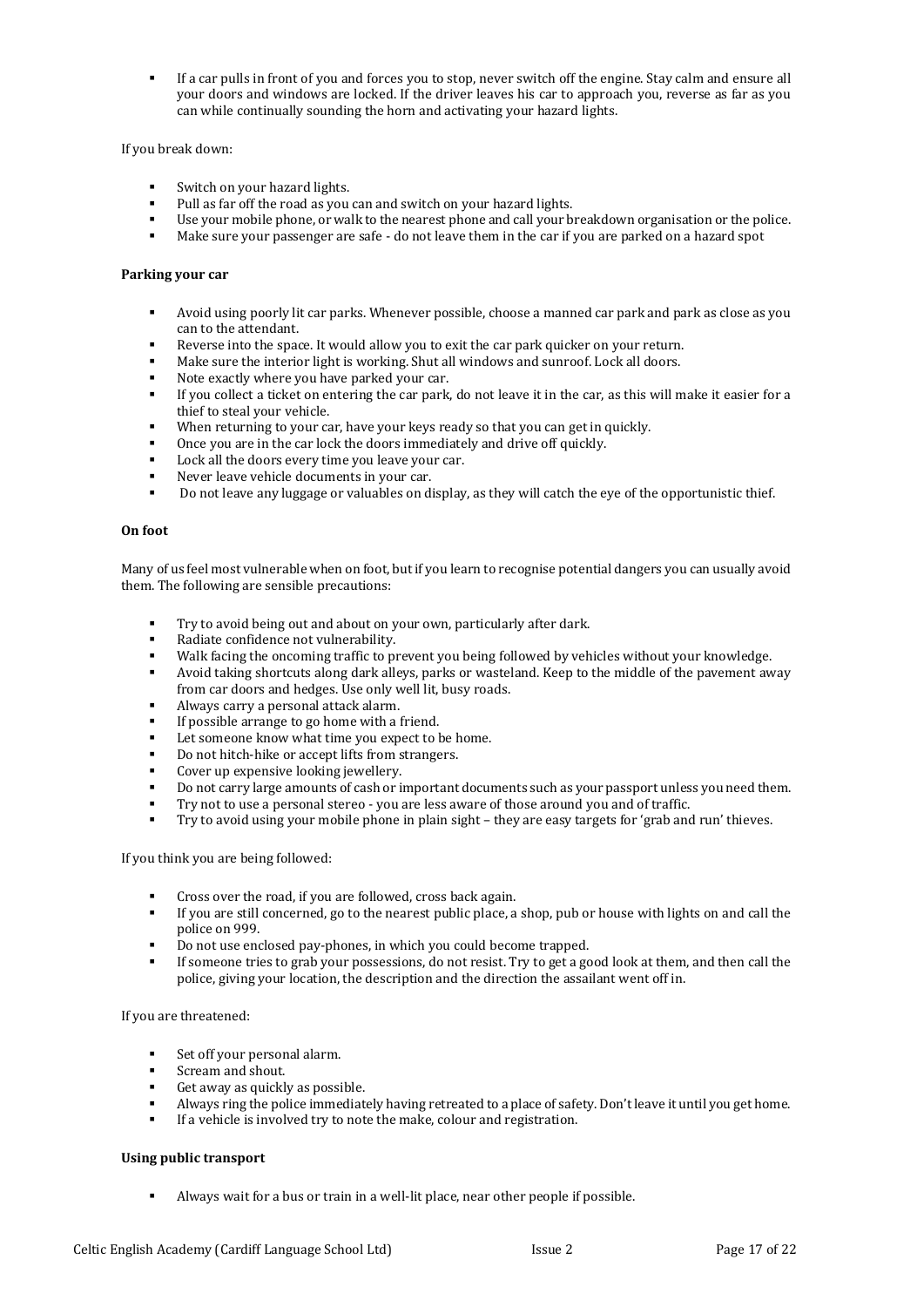- If a car pulls in front of you and forces you to stop, never switch off the engine. Stay calm and ensure all your doors and windows are locked. If the driver leaves his car to approach you, reverse as far as you can while continually sounding the horn and activating your hazard lights.

If you break down:

- Switch on your hazard lights.
- Pull as far off the road as you can and switch on your hazard lights.
- Use your mobile phone, or walk to the nearest phone and call your breakdown organisation or the police.
- Make sure your passenger are safe - do not leave them in the car if you are parked on a hazard spot

**Parking your car**

- Avoid using poorly lit car parks. Whenever possible, choose a manned car park and park as close as you can to the attendant.
- Reverse into the space. It would allow you to exit the car park quicker on your return.
- Make sure the interior light is working. Shut all windows and sunroof. Lock all doors.
- Note exactly where you have parked your car.
- If you collect a ticket on entering the car park, do not leave it in the car, as this will make it easier for a thief to steal your vehicle.
- When returning to your car, have your keys ready so that you can get in quickly.
- Once you are in the car lock the doors immediately and drive off quickly.
- Lock all the doors every time you leave your car.
- Never leave vehicle documents in your car.
- Do not leave any luggage or valuables on display, as they will catch the eye of the opportunistic thief.

**On foot**

Many of us feel most vulnerable when on foot, but if you learn to recognise potential dangers you can usually avoid them. The following are sensible precautions:

- Try to avoid being out and about on your own, particularly after dark.
- Radiate confidence not vulnerability.
- Walk facing the oncoming traffic to prevent you being followed by vehicles without your knowledge.
- Avoid taking shortcuts along dark alleys, parks or wasteland. Keep to the middle of the pavement away from car doors and hedges. Use only well lit, busy roads.
- Always carry a personal attack alarm.
- If possible arrange to go home with a friend.
- Let someone know what time you expect to be home.
- Do not hitch-hike or accept lifts from strangers.
- Cover up expensive looking jewellery.
- Do not carry large amounts of cash or important documents such as your passport unless you need them.
- Try not to use a personal stereo - you are less aware of those around you and of traffic.
- Try to avoid using your mobile phone in plain sight – they are easy targets for 'grab and run' thieves.

If you think you are being followed:

- Cross over the road, if you are followed, cross back again.
- If you are still concerned, go to the nearest public place, a shop, pub or house with lights on and call the police on 999.
- Do not use enclosed pay-phones, in which you could become trapped.
- If someone tries to grab your possessions, do not resist. Try to get a good look at them, and then call the police, giving your location, the description and the direction the assailant went off in.

If you are threatened:

- Set off your personal alarm.
- Scream and shout.
- Get away as quickly as possible.
- Always ring the police immediately having retreated to a place of safety. Don't leave it until you get home.
- If a vehicle is involved try to note the make, colour and registration.

**Using public transport**

- Always wait for a bus or train in a well-lit place, near other people if possible.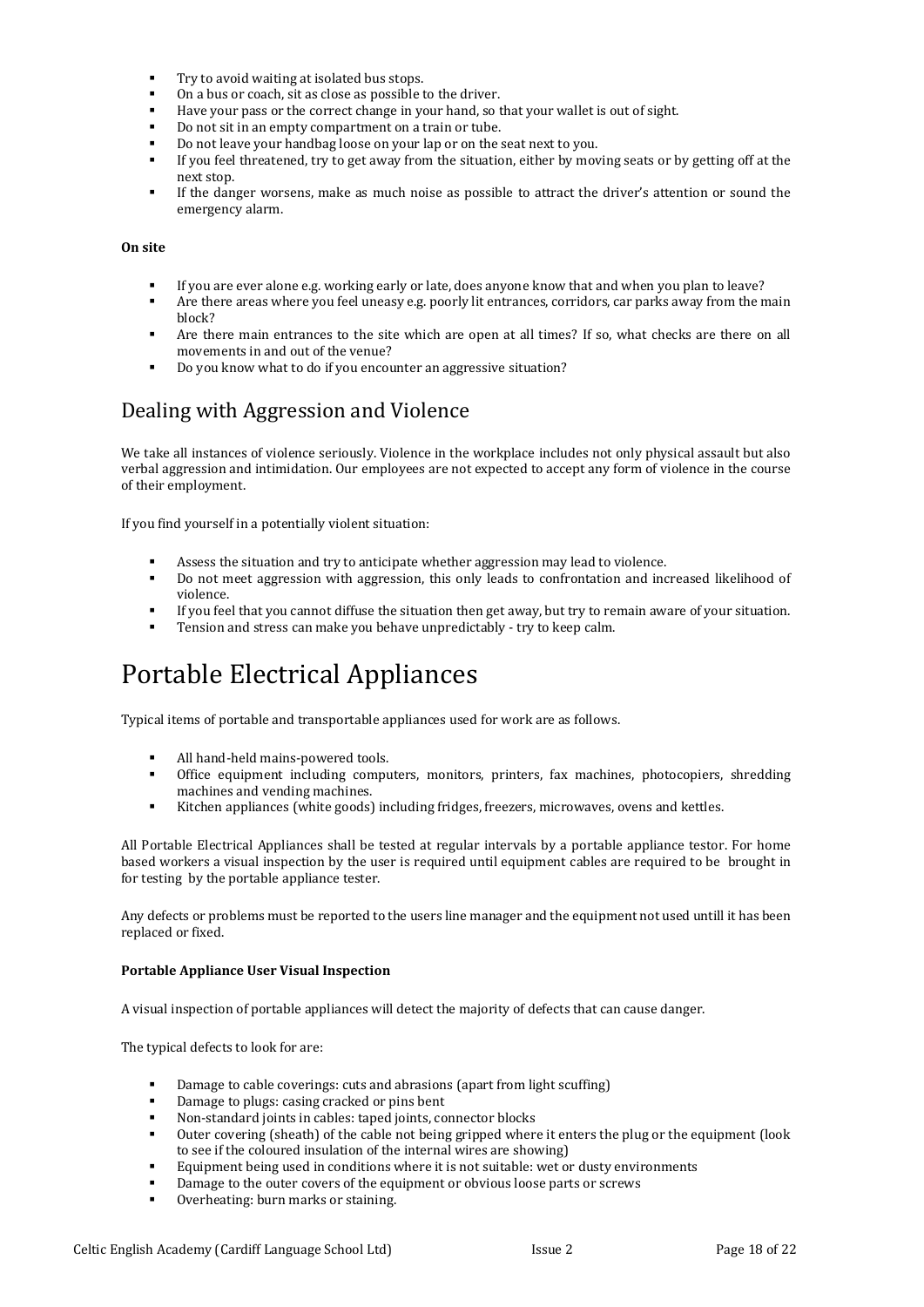- Try to avoid waiting at isolated bus stops.
- On a bus or coach, sit as close as possible to the driver.
- Have your pass or the correct change in your hand, so that your wallet is out of sight.
- Do not sit in an empty compartment on a train or tube.
- Do not leave your handbag loose on your lap or on the seat next to you.
- If you feel threatened, try to get away from the situation, either by moving seats or by getting off at the next stop.
- If the danger worsens, make as much noise as possible to attract the driver's attention or sound the emergency alarm.

**On site**

- If you are ever alone e.g. working early or late, does anyone know that and when you plan to leave?
- Are there areas where you feel uneasy e.g. poorly lit entrances, corridors, car parks away from the main block?
- Are there main entrances to the site which are open at all times? If so, what checks are there on all movements in and out of the venue?
- Do you know what to do if you encounter an aggressive situation?

## Dealing with Aggression and Violence

We take all instances of violence seriously. Violence in the workplace includes not only physical assault but also verbal aggression and intimidation. Our employees are not expected to accept any form of violence in the course of their employment.

If you find yourself in a potentially violent situation:

- Assess the situation and try to anticipate whether aggression may lead to violence.
- Do not meet aggression with aggression, this only leads to confrontation and increased likelihood of violence.
- If you feel that you cannot diffuse the situation then get away, but try to remain aware of your situation.
- Tension and stress can make you behave unpredictably - try to keep calm.

# Portable Electrical Appliances

Typical items of portable and transportable appliances used for work are as follows.

- All hand-held mains-powered tools.
- Office equipment including computers, monitors, printers, fax machines, photocopiers, shredding machines and vending machines.
- Kitchen appliances (white goods) including fridges, freezers, microwaves, ovens and kettles.

All Portable Electrical Appliances shall be tested at regular intervals by a portable appliance testor. For home based workers a visual inspection by the user is required until equipment cables are required to be brought in for testing by the portable appliance tester.

Any defects or problems must be reported to the users line manager and the equipment not used untill it has been replaced or fixed.

**Portable Appliance User Visual Inspection**

A visual inspection of portable appliances will detect the majority of defects that can cause danger.

The typical defects to look for are:

- Damage to cable coverings: cuts and abrasions (apart from light scuffing)
- Damage to plugs: casing cracked or pins bent
- Non-standard joints in cables: taped joints, connector blocks
- Outer covering (sheath) of the cable not being gripped where it enters the plug or the equipment (look to see if the coloured insulation of the internal wires are showing)
- Equipment being used in conditions where it is not suitable: wet or dusty environments
- Damage to the outer covers of the equipment or obvious loose parts or screws
- Overheating: burn marks or staining.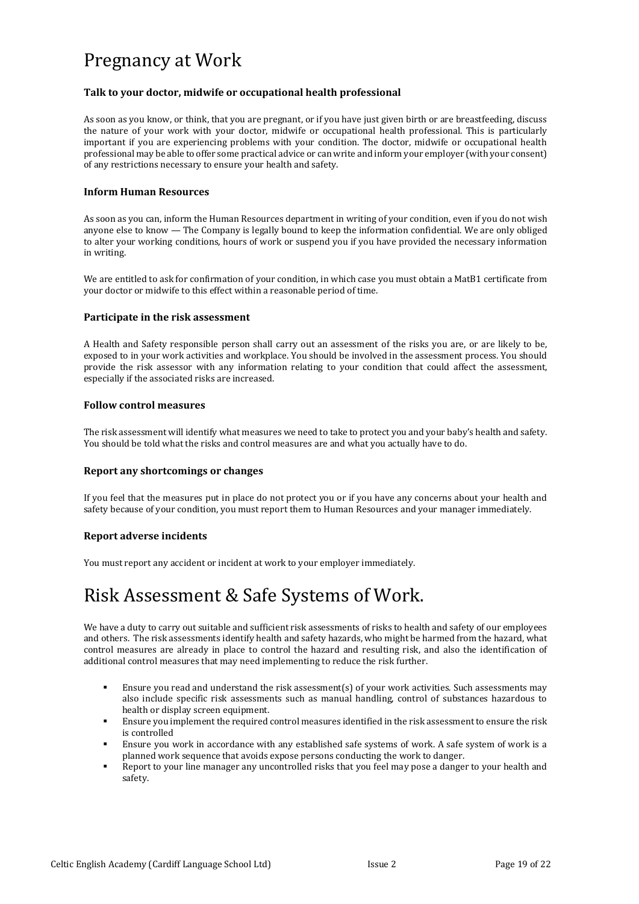# Pregnancy at Work

### Talk to your doctor, midwife or occupational health professional

As soon as you know, or think, that you are pregnant, or if you have just given birth or are breastfeeding, discuss the nature of your work with your doctor, midwife or occupational health professional. This is particularly important if you are experiencing problems with your condition. The doctor, midwife or occupational health professional may be able to offer some practical advice or can write and inform your employer (with your consent) of any restrictions necessary to ensure your health and safety.

### Inform Human Resources

As soon as you can, inform the Human Resources department in writing of your condition, even if you do not wish anyone else to know — The Company is legally bound to keep the information confidential. We are only obliged to alter your working conditions, hours of work or suspend you if you have provided the necessary information in writing.

We are entitled to ask for confirmation of your condition, in which case you must obtain a MatB1 certificate from your doctor or midwife to this effect within a reasonable period of time.

### Participate in the risk assessment

A Health and Safety responsible person shall carry out an assessment of the risks you are, or are likely to be, exposed to in your work activities and workplace. You should be involved in the assessment process. You should provide the risk assessor with any information relating to your condition that could affect the assessment, especially if the associated risks are increased.

### Follow control measures

The risk assessment will identify what measures we need to take to protect you and your baby's health and safety. You should be told what the risks and control measures are and what you actually have to do.

### Report any shortcomings or changes

If you feel that the measures put in place do not protect you or if you have any concerns about your health and safety because of your condition, you must report them to Human Resources and your manager immediately.

### Report adverse incidents

You must report any accident or incident at work to your employer immediately.

# Risk Assessment & Safe Systems of Work.

We have a duty to carry out suitable and sufficient risk assessments of risks to health and safety of our employees and others. The risk assessments identify health and safety hazards, who might be harmed from the hazard, what control measures are already in place to control the hazard and resulting risk, and also the identification of additional control measures that may need implementing to reduce the risk further.

- Ensure you read and understand the risk assessment(s) of your work activities. Such assessments may also include specific risk assessments such as manual handling, control of substances hazardous to health or display screen equipment.
- Ensure you implement the required control measures identified in the risk assessment to ensure the risk is controlled
- Ensure you work in accordance with any established safe systems of work. A safe system of work is a planned work sequence that avoids expose persons conducting the work to danger.
- Report to your line manager any uncontrolled risks that you feel may pose a danger to your health and safety.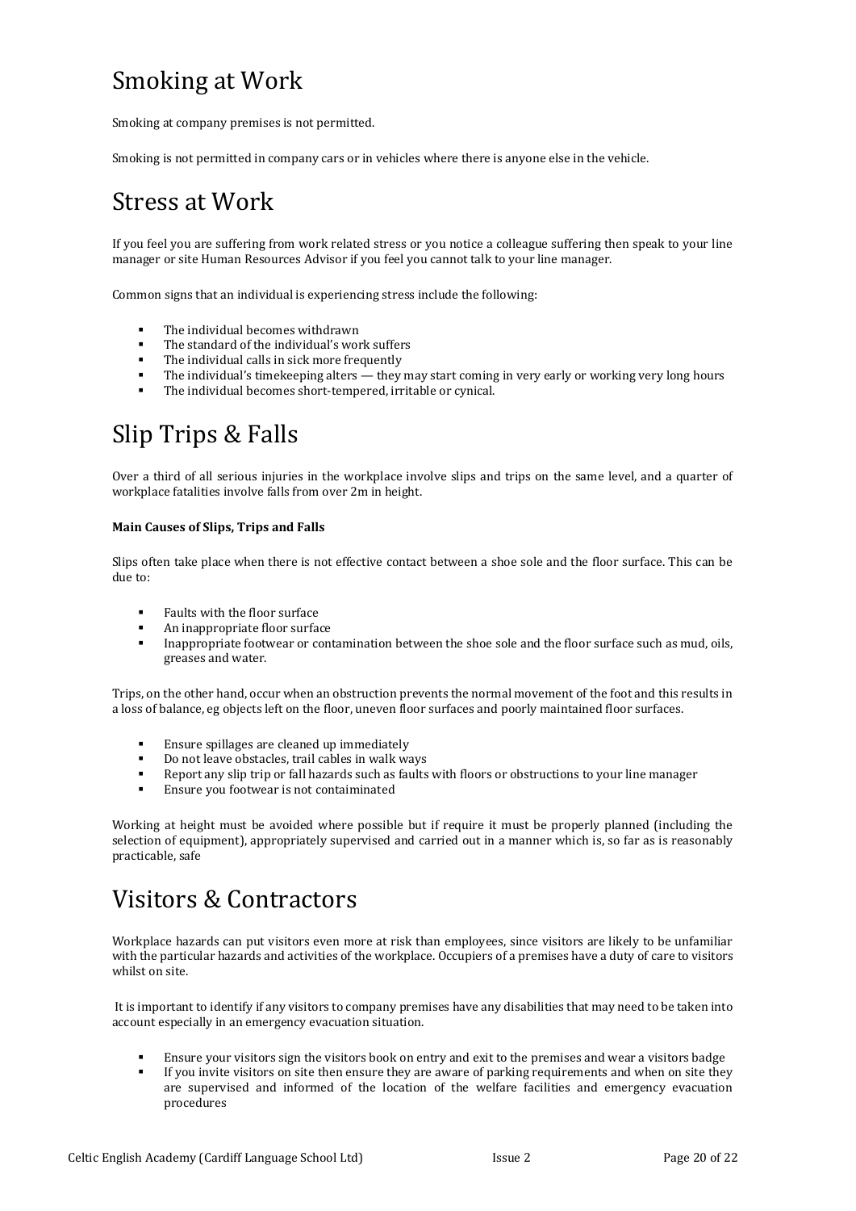# Smoking at Work

Smoking at company premises is not permitted.

Smoking is not permitted in company cars or in vehicles where there is anyone else in the vehicle.

# Stress at Work

If you feel you are suffering from work related stress or you notice a colleague suffering then speak to your line manager or site Human Resources Advisor if you feel you cannot talk to your line manager.

Common signs that an individual is experiencing stress include the following:

- The individual becomes withdrawn
- The standard of the individual's work suffers
- The individual calls in sick more frequently
- The individual's timekeeping alters — they may start coming in very early or working very long hours
- The individual becomes short-tempered, irritable or cynical.

# Slip Trips & Falls

Over a third of all serious injuries in the workplace involve slips and trips on the same level, and a quarter of workplace fatalities involve falls from over 2m in height.

**Main Causes of Slips, Trips and Falls**

Slips often take place when there is not effective contact between a shoe sole and the floor surface. This can be due to:

- Faults with the floor surface
- An inappropriate floor surface
- Inappropriate footwear or contamination between the shoe sole and the floor surface such as mud, oils, greases and water.

Trips, on the other hand, occur when an obstruction prevents the normal movement of the foot and this results in a loss of balance, eg objects left on the floor, uneven floor surfaces and poorly maintained floor surfaces.

- Ensure spillages are cleaned up immediately
- Do not leave obstacles, trail cables in walk ways
- Report any slip trip or fall hazards such as faults with floors or obstructions to your line manager
- Ensure you footwear is not contaiminated

Working at height must be avoided where possible but if require it must be properly planned (including the selection of equipment), appropriately supervised and carried out in a manner which is, so far as is reasonably practicable, safe

# Visitors & Contractors

Workplace hazards can put visitors even more at risk than employees, since visitors are likely to be unfamiliar with the particular hazards and activities of the workplace. Occupiers of a premises have a duty of care to visitors whilst on site.

It is important to identify if any visitors to company premises have any disabilities that may need to be taken into account especially in an emergency evacuation situation.

- Ensure your visitors sign the visitors book on entry and exit to the premises and wear a visitors badge
- If you invite visitors on site then ensure they are aware of parking requirements and when on site they are supervised and informed of the location of the welfare facilities and emergency evacuation procedures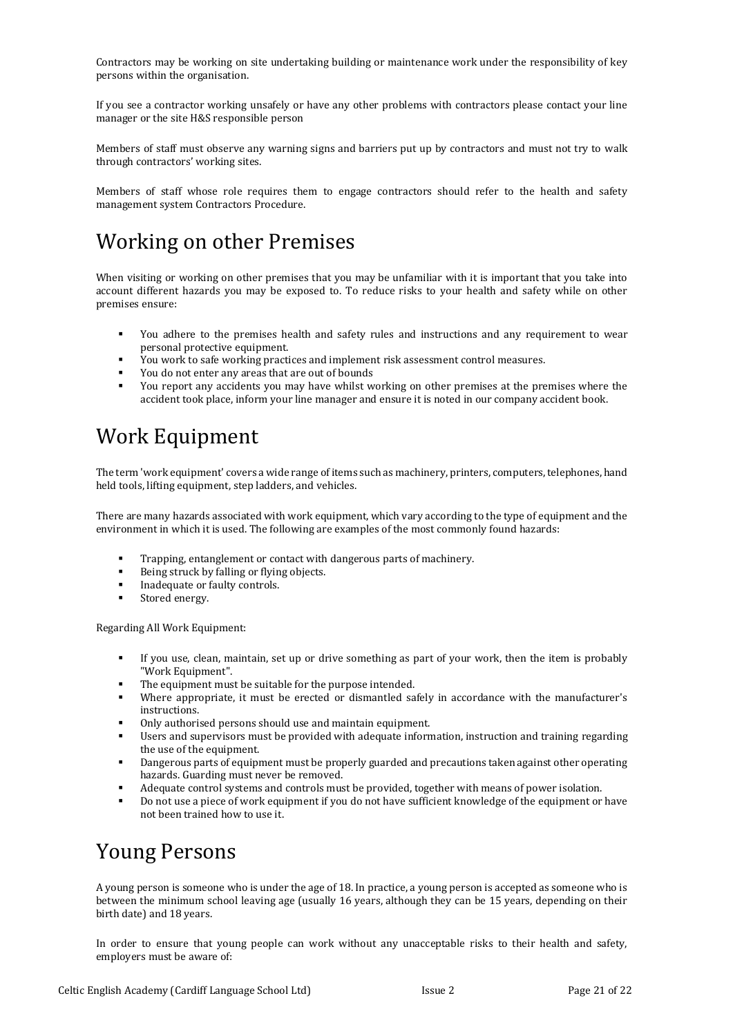Contractors may be working on site undertaking building or maintenance work under the responsibility of key persons within the organisation.

If you see a contractor working unsafely or have any other problems with contractors please contact your line manager or the site H&S responsible person

Members of staff must observe any warning signs and barriers put up by contractors and must not try to walk through contractors' working sites.

Members of staff whose role requires them to engage contractors should refer to the health and safety management system Contractors Procedure.

# Working on other Premises

When visiting or working on other premises that you may be unfamiliar with it is important that you take into account different hazards you may be exposed to. To reduce risks to your health and safety while on other premises ensure:

- You adhere to the premises health and safety rules and instructions and any requirement to wear personal protective equipment.
- You work to safe working practices and implement risk assessment control measures.
- You do not enter any areas that are out of bounds
- You report any accidents you may have whilst working on other premises at the premises where the accident took place, inform your line manager and ensure it is noted in our company accident book.

# Work Equipment

The term 'work equipment' covers a wide range of items such as machinery, printers, computers, telephones, hand held tools, lifting equipment, step ladders, and vehicles.

There are many hazards associated with work equipment, which vary according to the type of equipment and the environment in which it is used. The following are examples of the most commonly found hazards:

- Trapping, entanglement or contact with dangerous parts of machinery.
- Being struck by falling or flying objects.
- Inadequate or faulty controls.
- Stored energy.

Regarding All Work Equipment:

- If you use, clean, maintain, set up or drive something as part of your work, then the item is probably "Work Equipment".
- The equipment must be suitable for the purpose intended.
- Where appropriate, it must be erected or dismantled safely in accordance with the manufacturer's instructions.
- Only authorised persons should use and maintain equipment.
- Users and supervisors must be provided with adequate information, instruction and training regarding the use of the equipment.
- Dangerous parts of equipment must be properly guarded and precautions taken against other operating hazards. Guarding must never be removed.
- Adequate control systems and controls must be provided, together with means of power isolation.
- Do not use a piece of work equipment if you do not have sufficient knowledge of the equipment or have not been trained how to use it.

# Young Persons

A young person is someone who is under the age of 18. In practice, a young person is accepted as someone who is between the minimum school leaving age (usually 16 years, although they can be 15 years, depending on their birth date) and 18 years.

In order to ensure that young people can work without any unacceptable risks to their health and safety, employers must be aware of: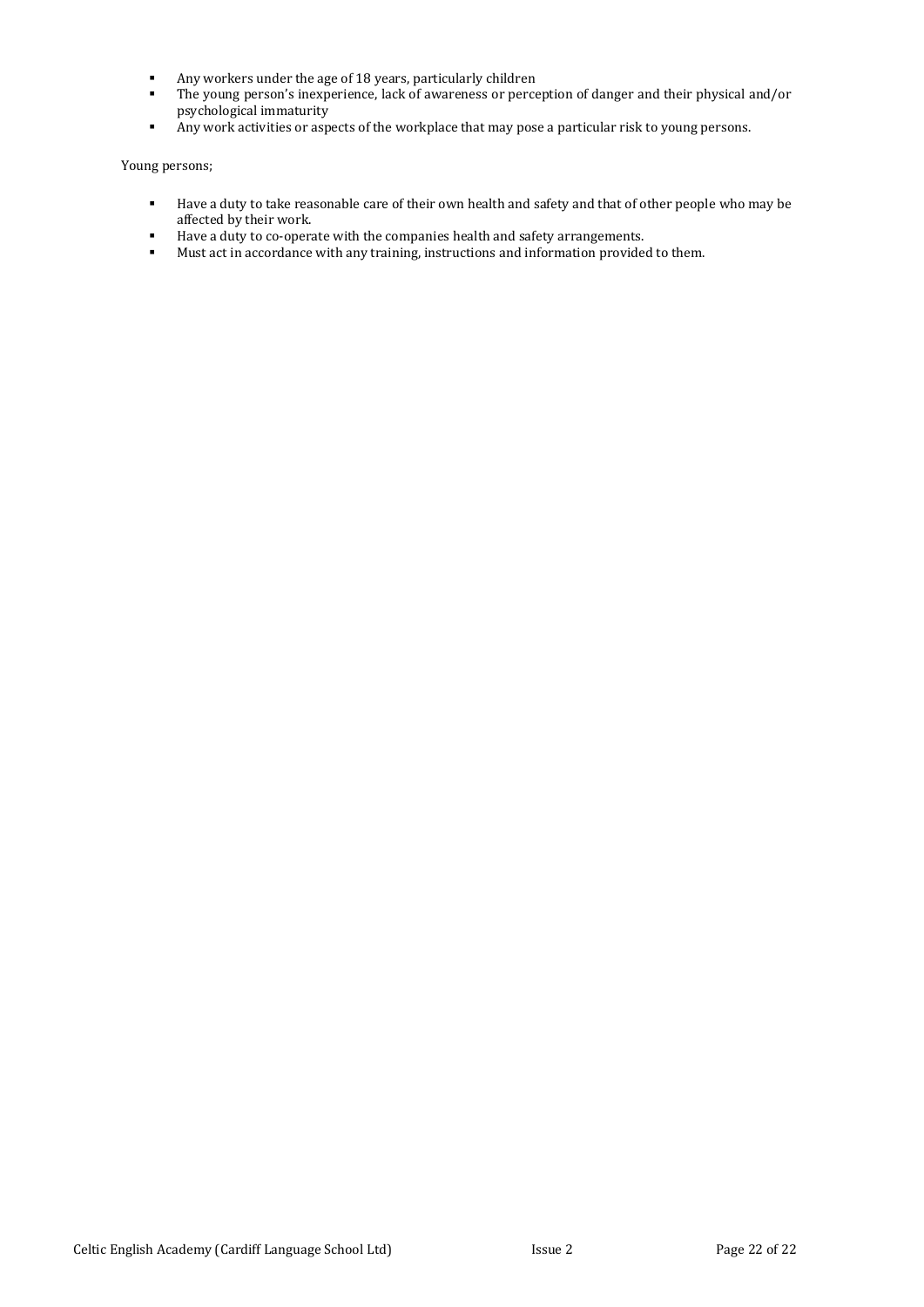- Any workers under the age of 18 years, particularly children
- The young person's inexperience, lack of awareness or perception of danger and their physical and/or psychological immaturity
- Any work activities or aspects of the workplace that may pose a particular risk to young persons.

Young persons;

- Have a duty to take reasonable care of their own health and safety and that of other people who may be affected by their work.
- Have a duty to co-operate with the companies health and safety arrangements.
- Must act in accordance with any training, instructions and information provided to them.